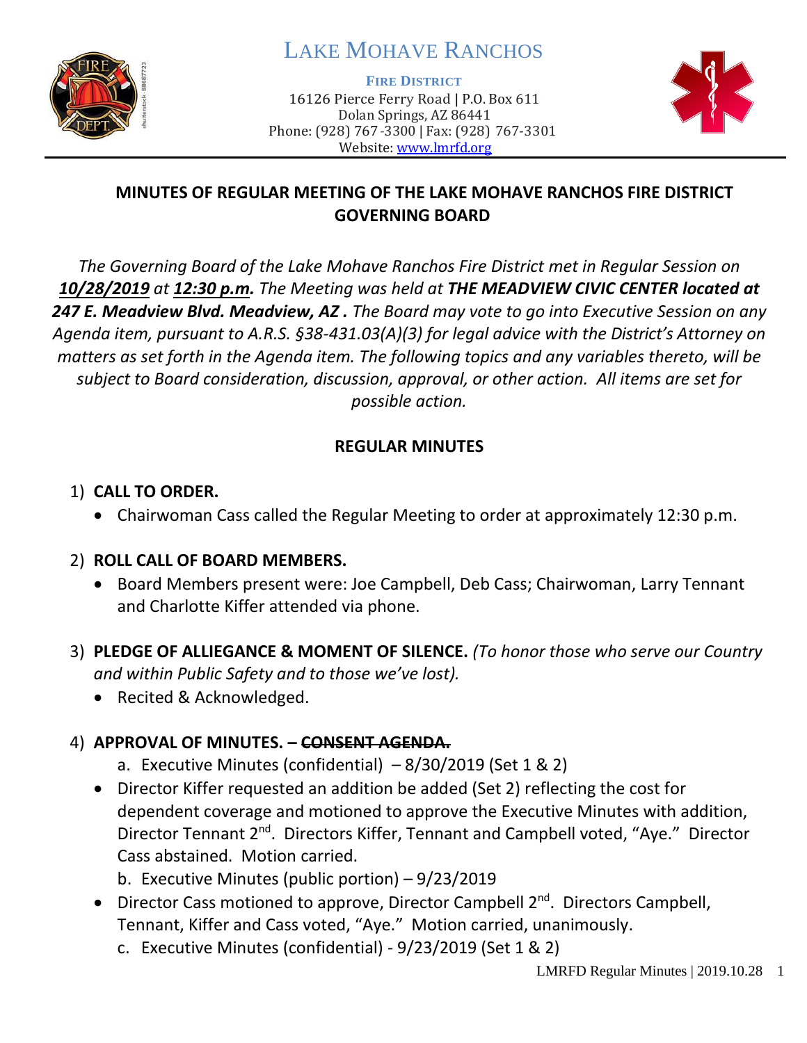# LAKE MOHAVE RANCHOS

**FIRE DISTRICT**
16126 Pierce Ferry Road | P.O. Box 611
Dolan Springs, AZ 86441
Phone: (928) 767-3300 | Fax: (928) 767-3301
Website: www.lmrfd.org

## MINUTES OF REGULAR MEETING OF THE LAKE MOHAVE RANCHOS FIRE DISTRICT GOVERNING BOARD

*The Governing Board of the Lake Mohave Ranchos Fire District met in Regular Session on **10/28/2019** at **12:30 p.m.** The Meeting was held at **THE MEADVIEW CIVIC CENTER located at 247 E. Meadview Blvd. Meadview, AZ .** The Board may vote to go into Executive Session on any Agenda item, pursuant to A.R.S. §38-431.03(A)(3) for legal advice with the District's Attorney on matters as set forth in the Agenda item. The following topics and any variables thereto, will be subject to Board consideration, discussion, approval, or other action. All items are set for possible action.*

## REGULAR MINUTES

1) **CALL TO ORDER.**
   - Chairwoman Cass called the Regular Meeting to order at approximately 12:30 p.m.

2) **ROLL CALL OF BOARD MEMBERS.**
   - Board Members present were: Joe Campbell, Deb Cass; Chairwoman, Larry Tennant and Charlotte Kiffer attended via phone.

3) **PLEDGE OF ALLIEGANCE & MOMENT OF SILENCE.** *(To honor those who serve our Country and within Public Safety and to those we've lost).*
   - Recited & Acknowledged.

4) **APPROVAL OF MINUTES. – ~~CONSENT AGENDA.~~**
   a. Executive Minutes (confidential) – 8/30/2019 (Set 1 & 2)
   - Director Kiffer requested an addition be added (Set 2) reflecting the cost for dependent coverage and motioned to approve the Executive Minutes with addition, Director Tennant 2nd. Directors Kiffer, Tennant and Campbell voted, "Aye." Director Cass abstained. Motion carried.

   b. Executive Minutes (public portion) – 9/23/2019
   - Director Cass motioned to approve, Director Campbell 2nd. Directors Campbell, Tennant, Kiffer and Cass voted, "Aye." Motion carried, unanimously.

   c. Executive Minutes (confidential) - 9/23/2019 (Set 1 & 2)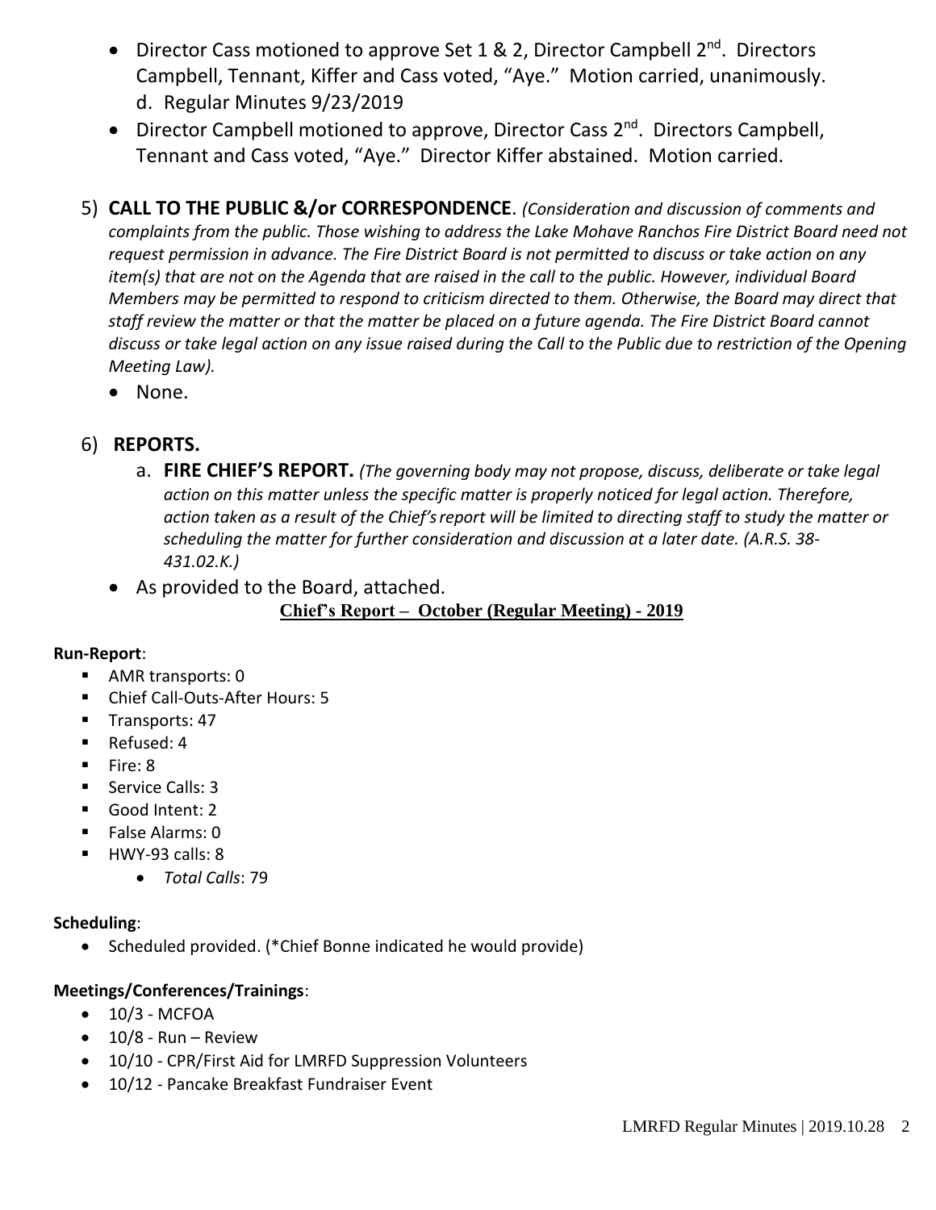- Director Cass motioned to approve Set 1 & 2, Director Campbell 2nd. Directors Campbell, Tennant, Kiffer and Cass voted, "Aye." Motion carried, unanimously.
  d. Regular Minutes 9/23/2019
- Director Campbell motioned to approve, Director Cass 2nd. Directors Campbell, Tennant and Cass voted, "Aye." Director Kiffer abstained. Motion carried.

5) **CALL TO THE PUBLIC &/or CORRESPONDENCE**. *(Consideration and discussion of comments and complaints from the public. Those wishing to address the Lake Mohave Ranchos Fire District Board need not request permission in advance. The Fire District Board is not permitted to discuss or take action on any item(s) that are not on the Agenda that are raised in the call to the public. However, individual Board Members may be permitted to respond to criticism directed to them. Otherwise, the Board may direct that staff review the matter or that the matter be placed on a future agenda. The Fire District Board cannot discuss or take legal action on any issue raised during the Call to the Public due to restriction of the Opening Meeting Law).*
   - None.

6) **REPORTS.**
   a. **FIRE CHIEF'S REPORT.** *(The governing body may not propose, discuss, deliberate or take legal action on this matter unless the specific matter is properly noticed for legal action. Therefore, action taken as a result of the Chief's report will be limited to directing staff to study the matter or scheduling the matter for further consideration and discussion at a later date. (A.R.S. 38-431.02.K.)*
   - As provided to the Board, attached.

**Chief's Report – October (Regular Meeting) - 2019**

**Run-Report**:
- AMR transports: 0
- Chief Call-Outs-After Hours: 5
- Transports: 47
- Refused: 4
- Fire: 8
- Service Calls: 3
- Good Intent: 2
- False Alarms: 0
- HWY-93 calls: 8
  - *Total Calls*: 79

**Scheduling**:
- Scheduled provided. (*Chief Bonne indicated he would provide)

**Meetings/Conferences/Trainings**:
- 10/3 - MCFOA
- 10/8 - Run – Review
- 10/10 - CPR/First Aid for LMRFD Suppression Volunteers
- 10/12 - Pancake Breakfast Fundraiser Event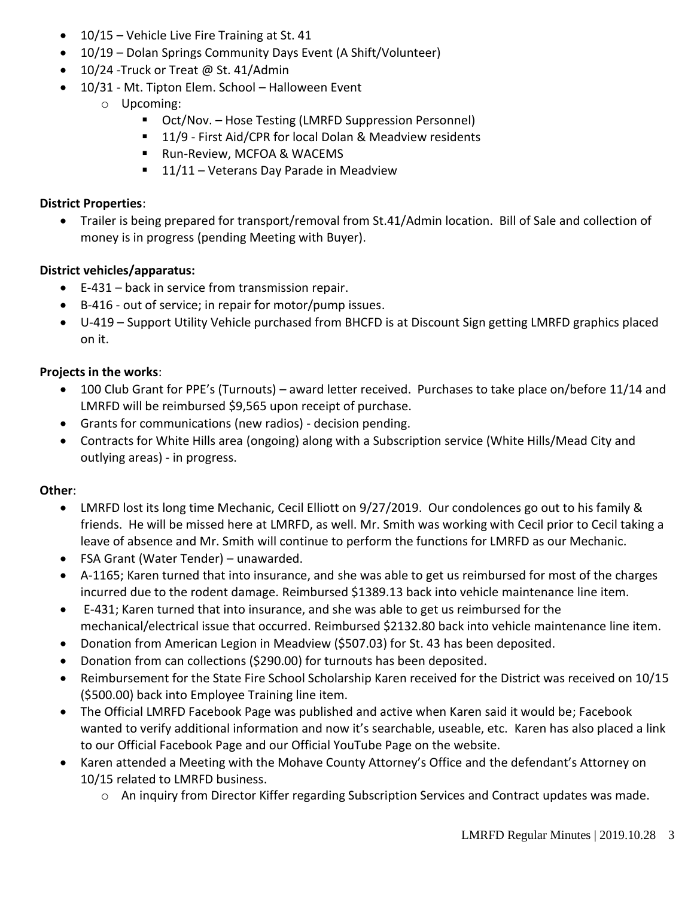- 10/15 – Vehicle Live Fire Training at St. 41
- 10/19 – Dolan Springs Community Days Event (A Shift/Volunteer)
- 10/24 -Truck or Treat @ St. 41/Admin
- 10/31 - Mt. Tipton Elem. School – Halloween Event
    - Upcoming:
        - Oct/Nov. – Hose Testing (LMRFD Suppression Personnel)
        - 11/9 - First Aid/CPR for local Dolan & Meadview residents
        - Run-Review, MCFOA & WACEMS
        - 11/11 – Veterans Day Parade in Meadview

**District Properties**:

- Trailer is being prepared for transport/removal from St.41/Admin location. Bill of Sale and collection of money is in progress (pending Meeting with Buyer).

**District vehicles/apparatus:**

- E-431 – back in service from transmission repair.
- B-416 - out of service; in repair for motor/pump issues.
- U-419 – Support Utility Vehicle purchased from BHCFD is at Discount Sign getting LMRFD graphics placed on it.

**Projects in the works**:

- 100 Club Grant for PPE's (Turnouts) – award letter received. Purchases to take place on/before 11/14 and LMRFD will be reimbursed $9,565 upon receipt of purchase.
- Grants for communications (new radios) - decision pending.
- Contracts for White Hills area (ongoing) along with a Subscription service (White Hills/Mead City and outlying areas) - in progress.

**Other**:

- LMRFD lost its long time Mechanic, Cecil Elliott on 9/27/2019. Our condolences go out to his family & friends. He will be missed here at LMRFD, as well. Mr. Smith was working with Cecil prior to Cecil taking a leave of absence and Mr. Smith will continue to perform the functions for LMRFD as our Mechanic.
- FSA Grant (Water Tender) – unawarded.
- A-1165; Karen turned that into insurance, and she was able to get us reimbursed for most of the charges incurred due to the rodent damage. Reimbursed $1389.13 back into vehicle maintenance line item.
- E-431; Karen turned that into insurance, and she was able to get us reimbursed for the mechanical/electrical issue that occurred. Reimbursed $2132.80 back into vehicle maintenance line item.
- Donation from American Legion in Meadview ($507.03) for St. 43 has been deposited.
- Donation from can collections ($290.00) for turnouts has been deposited.
- Reimbursement for the State Fire School Scholarship Karen received for the District was received on 10/15 ($500.00) back into Employee Training line item.
- The Official LMRFD Facebook Page was published and active when Karen said it would be; Facebook wanted to verify additional information and now it's searchable, useable, etc. Karen has also placed a link to our Official Facebook Page and our Official YouTube Page on the website.
- Karen attended a Meeting with the Mohave County Attorney's Office and the defendant's Attorney on 10/15 related to LMRFD business.
    - An inquiry from Director Kiffer regarding Subscription Services and Contract updates was made.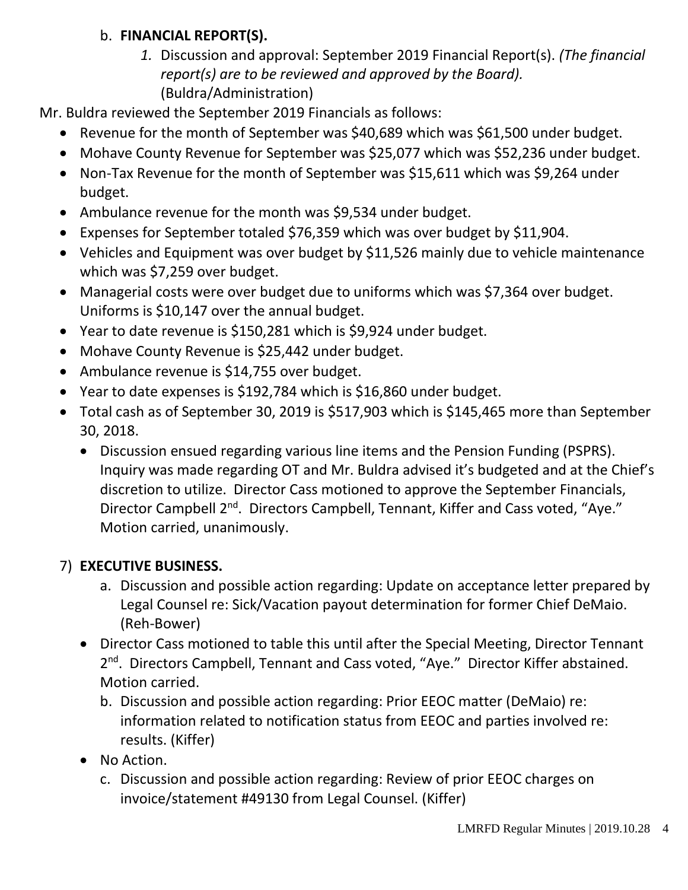b. **FINANCIAL REPORT(S).**

1. Discussion and approval: September 2019 Financial Report(s). *(The financial report(s) are to be reviewed and approved by the Board).* (Buldra/Administration)

Mr. Buldra reviewed the September 2019 Financials as follows:

- Revenue for the month of September was $40,689 which was $61,500 under budget.
- Mohave County Revenue for September was $25,077 which was $52,236 under budget.
- Non-Tax Revenue for the month of September was $15,611 which was $9,264 under budget.
- Ambulance revenue for the month was $9,534 under budget.
- Expenses for September totaled $76,359 which was over budget by $11,904.
- Vehicles and Equipment was over budget by $11,526 mainly due to vehicle maintenance which was $7,259 over budget.
- Managerial costs were over budget due to uniforms which was $7,364 over budget. Uniforms is $10,147 over the annual budget.
- Year to date revenue is $150,281 which is $9,924 under budget.
- Mohave County Revenue is $25,442 under budget.
- Ambulance revenue is $14,755 over budget.
- Year to date expenses is $192,784 which is $16,860 under budget.
- Total cash as of September 30, 2019 is $517,903 which is $145,465 more than September 30, 2018.
  - Discussion ensued regarding various line items and the Pension Funding (PSPRS). Inquiry was made regarding OT and Mr. Buldra advised it's budgeted and at the Chief's discretion to utilize. Director Cass motioned to approve the September Financials, Director Campbell 2nd. Directors Campbell, Tennant, Kiffer and Cass voted, "Aye." Motion carried, unanimously.

7) **EXECUTIVE BUSINESS.**

a. Discussion and possible action regarding: Update on acceptance letter prepared by Legal Counsel re: Sick/Vacation payout determination for former Chief DeMaio. (Reh-Bower)

- Director Cass motioned to table this until after the Special Meeting, Director Tennant 2nd. Directors Campbell, Tennant and Cass voted, "Aye." Director Kiffer abstained. Motion carried.

b. Discussion and possible action regarding: Prior EEOC matter (DeMaio) re: information related to notification status from EEOC and parties involved re: results. (Kiffer)

- No Action.

c. Discussion and possible action regarding: Review of prior EEOC charges on invoice/statement #49130 from Legal Counsel. (Kiffer)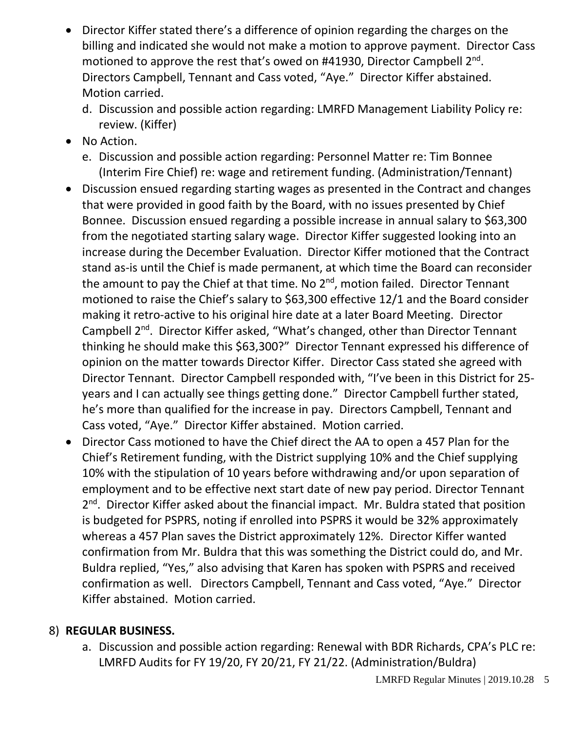- Director Kiffer stated there's a difference of opinion regarding the charges on the billing and indicated she would not make a motion to approve payment. Director Cass motioned to approve the rest that's owed on #41930, Director Campbell 2nd. Directors Campbell, Tennant and Cass voted, "Aye." Director Kiffer abstained. Motion carried.

  d. Discussion and possible action regarding: LMRFD Management Liability Policy re: review. (Kiffer)

- No Action.

  e. Discussion and possible action regarding: Personnel Matter re: Tim Bonnee (Interim Fire Chief) re: wage and retirement funding. (Administration/Tennant)

- Discussion ensued regarding starting wages as presented in the Contract and changes that were provided in good faith by the Board, with no issues presented by Chief Bonnee. Discussion ensued regarding a possible increase in annual salary to $63,300 from the negotiated starting salary wage. Director Kiffer suggested looking into an increase during the December Evaluation. Director Kiffer motioned that the Contract stand as-is until the Chief is made permanent, at which time the Board can reconsider the amount to pay the Chief at that time. No 2nd, motion failed. Director Tennant motioned to raise the Chief's salary to $63,300 effective 12/1 and the Board consider making it retro-active to his original hire date at a later Board Meeting. Director Campbell 2nd. Director Kiffer asked, "What's changed, other than Director Tennant thinking he should make this $63,300?" Director Tennant expressed his difference of opinion on the matter towards Director Kiffer. Director Cass stated she agreed with Director Tennant. Director Campbell responded with, "I've been in this District for 25-years and I can actually see things getting done." Director Campbell further stated, he's more than qualified for the increase in pay. Directors Campbell, Tennant and Cass voted, "Aye." Director Kiffer abstained. Motion carried.

- Director Cass motioned to have the Chief direct the AA to open a 457 Plan for the Chief's Retirement funding, with the District supplying 10% and the Chief supplying 10% with the stipulation of 10 years before withdrawing and/or upon separation of employment and to be effective next start date of new pay period. Director Tennant 2nd. Director Kiffer asked about the financial impact. Mr. Buldra stated that position is budgeted for PSPRS, noting if enrolled into PSPRS it would be 32% approximately whereas a 457 Plan saves the District approximately 12%. Director Kiffer wanted confirmation from Mr. Buldra that this was something the District could do, and Mr. Buldra replied, "Yes," also advising that Karen has spoken with PSPRS and received confirmation as well. Directors Campbell, Tennant and Cass voted, "Aye." Director Kiffer abstained. Motion carried.

8) **REGULAR BUSINESS.**

   a. Discussion and possible action regarding: Renewal with BDR Richards, CPA's PLC re: LMRFD Audits for FY 19/20, FY 20/21, FY 21/22. (Administration/Buldra)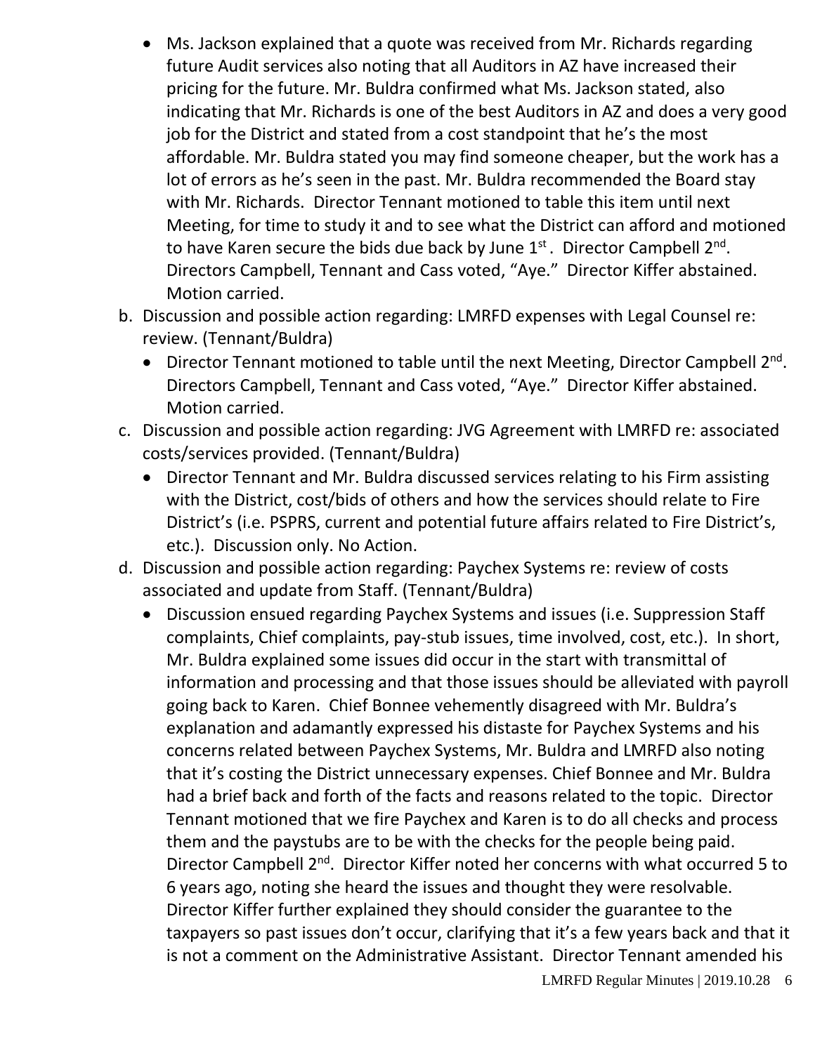- Ms. Jackson explained that a quote was received from Mr. Richards regarding future Audit services also noting that all Auditors in AZ have increased their pricing for the future. Mr. Buldra confirmed what Ms. Jackson stated, also indicating that Mr. Richards is one of the best Auditors in AZ and does a very good job for the District and stated from a cost standpoint that he's the most affordable. Mr. Buldra stated you may find someone cheaper, but the work has a lot of errors as he's seen in the past. Mr. Buldra recommended the Board stay with Mr. Richards. Director Tennant motioned to table this item until next Meeting, for time to study it and to see what the District can afford and motioned to have Karen secure the bids due back by June 1st. Director Campbell 2nd. Directors Campbell, Tennant and Cass voted, "Aye." Director Kiffer abstained. Motion carried.

b. Discussion and possible action regarding: LMRFD expenses with Legal Counsel re: review. (Tennant/Buldra)
   - Director Tennant motioned to table until the next Meeting, Director Campbell 2nd. Directors Campbell, Tennant and Cass voted, "Aye." Director Kiffer abstained. Motion carried.

c. Discussion and possible action regarding: JVG Agreement with LMRFD re: associated costs/services provided. (Tennant/Buldra)
   - Director Tennant and Mr. Buldra discussed services relating to his Firm assisting with the District, cost/bids of others and how the services should relate to Fire District's (i.e. PSPRS, current and potential future affairs related to Fire District's, etc.). Discussion only. No Action.

d. Discussion and possible action regarding: Paychex Systems re: review of costs associated and update from Staff. (Tennant/Buldra)
   - Discussion ensued regarding Paychex Systems and issues (i.e. Suppression Staff complaints, Chief complaints, pay-stub issues, time involved, cost, etc.). In short, Mr. Buldra explained some issues did occur in the start with transmittal of information and processing and that those issues should be alleviated with payroll going back to Karen. Chief Bonnee vehemently disagreed with Mr. Buldra's explanation and adamantly expressed his distaste for Paychex Systems and his concerns related between Paychex Systems, Mr. Buldra and LMRFD also noting that it's costing the District unnecessary expenses. Chief Bonnee and Mr. Buldra had a brief back and forth of the facts and reasons related to the topic. Director Tennant motioned that we fire Paychex and Karen is to do all checks and process them and the paystubs are to be with the checks for the people being paid. Director Campbell 2nd. Director Kiffer noted her concerns with what occurred 5 to 6 years ago, noting she heard the issues and thought they were resolvable. Director Kiffer further explained they should consider the guarantee to the taxpayers so past issues don't occur, clarifying that it's a few years back and that it is not a comment on the Administrative Assistant. Director Tennant amended his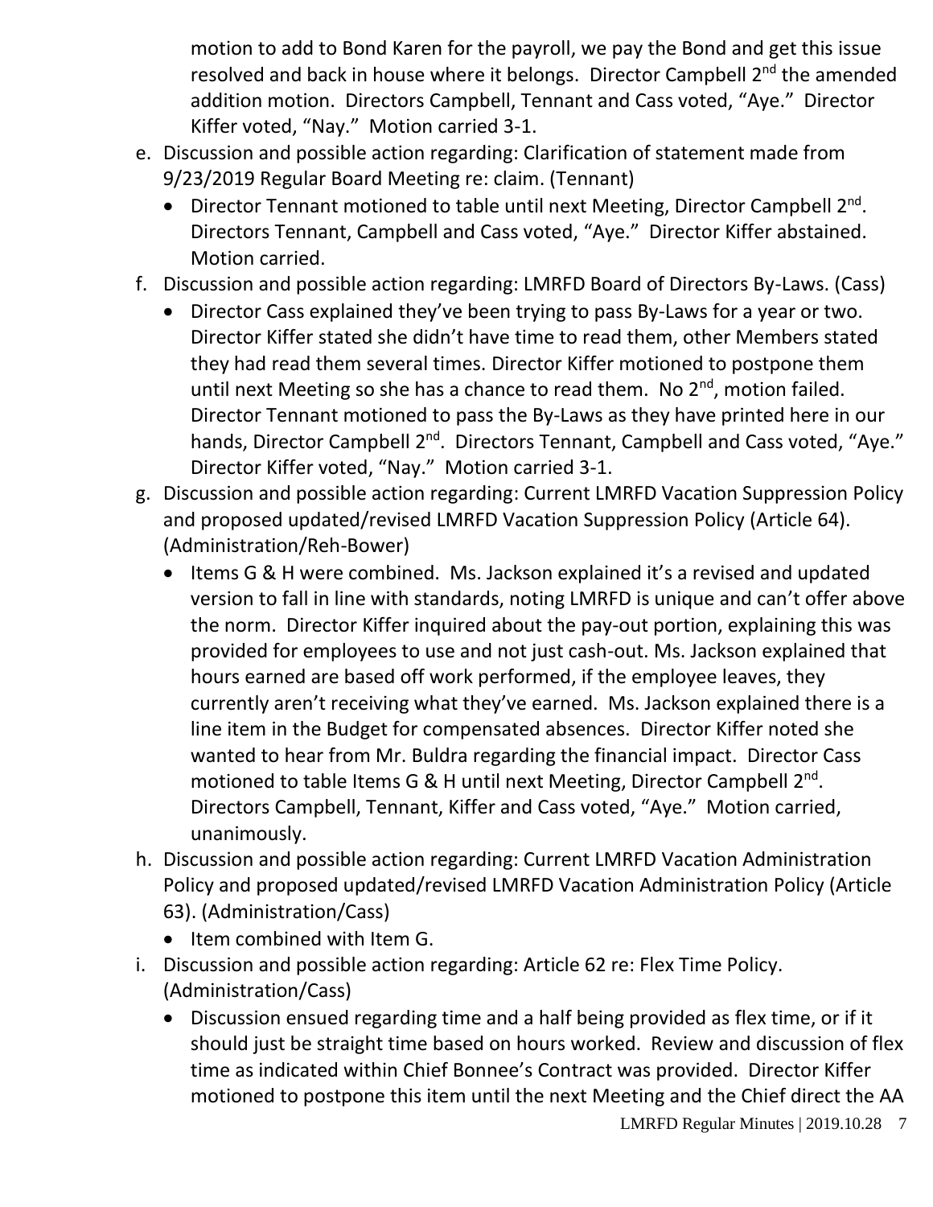motion to add to Bond Karen for the payroll, we pay the Bond and get this issue resolved and back in house where it belongs. Director Campbell 2nd the amended addition motion. Directors Campbell, Tennant and Cass voted, "Aye." Director Kiffer voted, "Nay." Motion carried 3-1.

e. Discussion and possible action regarding: Clarification of statement made from 9/23/2019 Regular Board Meeting re: claim. (Tennant)
   - Director Tennant motioned to table until next Meeting, Director Campbell 2nd. Directors Tennant, Campbell and Cass voted, "Aye." Director Kiffer abstained. Motion carried.

f. Discussion and possible action regarding: LMRFD Board of Directors By-Laws. (Cass)
   - Director Cass explained they've been trying to pass By-Laws for a year or two. Director Kiffer stated she didn't have time to read them, other Members stated they had read them several times. Director Kiffer motioned to postpone them until next Meeting so she has a chance to read them. No 2nd, motion failed. Director Tennant motioned to pass the By-Laws as they have printed here in our hands, Director Campbell 2nd. Directors Tennant, Campbell and Cass voted, "Aye." Director Kiffer voted, "Nay." Motion carried 3-1.

g. Discussion and possible action regarding: Current LMRFD Vacation Suppression Policy and proposed updated/revised LMRFD Vacation Suppression Policy (Article 64). (Administration/Reh-Bower)
   - Items G & H were combined. Ms. Jackson explained it's a revised and updated version to fall in line with standards, noting LMRFD is unique and can't offer above the norm. Director Kiffer inquired about the pay-out portion, explaining this was provided for employees to use and not just cash-out. Ms. Jackson explained that hours earned are based off work performed, if the employee leaves, they currently aren't receiving what they've earned. Ms. Jackson explained there is a line item in the Budget for compensated absences. Director Kiffer noted she wanted to hear from Mr. Buldra regarding the financial impact. Director Cass motioned to table Items G & H until next Meeting, Director Campbell 2nd. Directors Campbell, Tennant, Kiffer and Cass voted, "Aye." Motion carried, unanimously.

h. Discussion and possible action regarding: Current LMRFD Vacation Administration Policy and proposed updated/revised LMRFD Vacation Administration Policy (Article 63). (Administration/Cass)
   - Item combined with Item G.

i. Discussion and possible action regarding: Article 62 re: Flex Time Policy. (Administration/Cass)
   - Discussion ensued regarding time and a half being provided as flex time, or if it should just be straight time based on hours worked. Review and discussion of flex time as indicated within Chief Bonnee's Contract was provided. Director Kiffer motioned to postpone this item until the next Meeting and the Chief direct the AA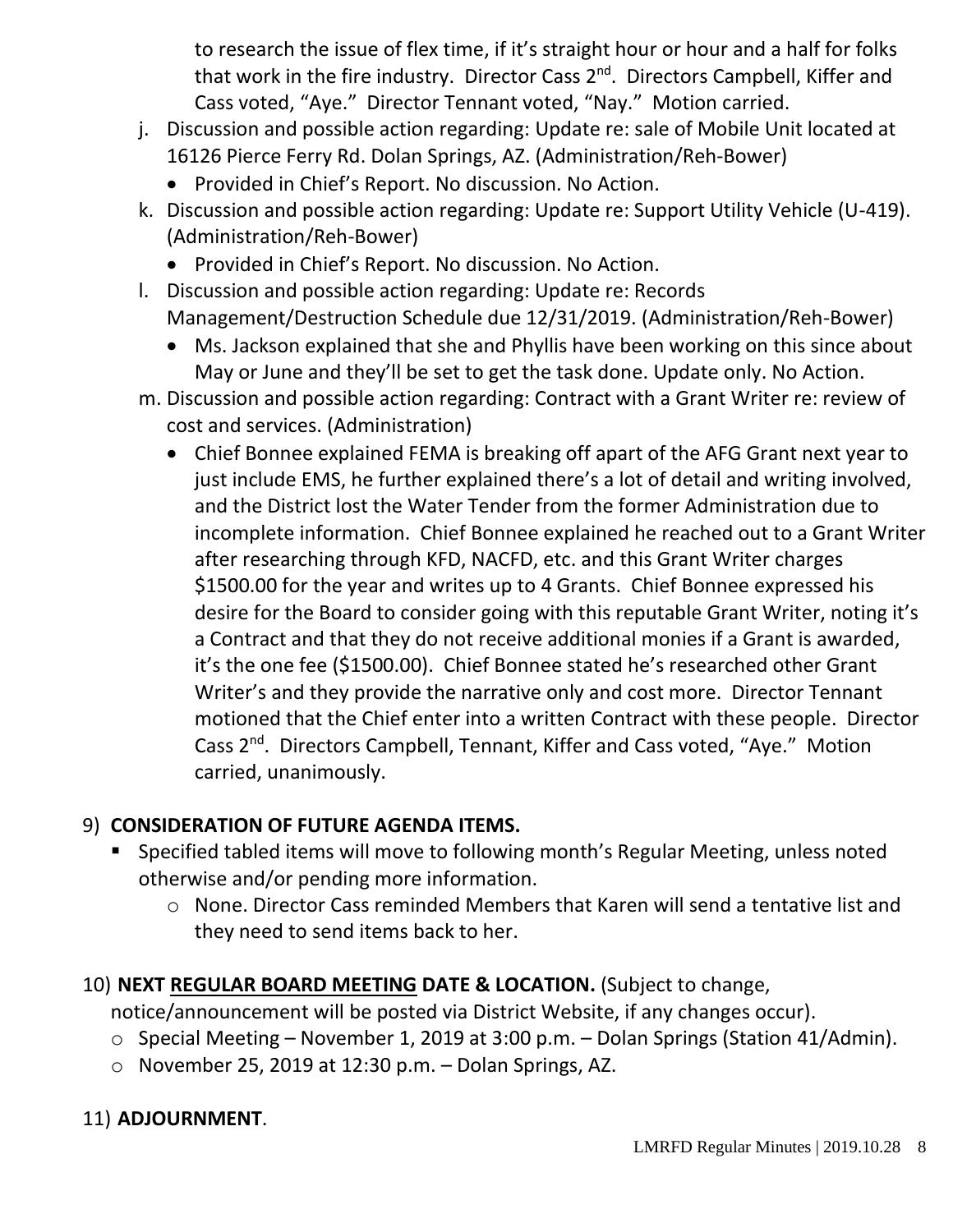to research the issue of flex time, if it's straight hour or hour and a half for folks that work in the fire industry. Director Cass 2nd. Directors Campbell, Kiffer and Cass voted, "Aye." Director Tennant voted, "Nay." Motion carried.

j. Discussion and possible action regarding: Update re: sale of Mobile Unit located at 16126 Pierce Ferry Rd. Dolan Springs, AZ. (Administration/Reh-Bower)
   - Provided in Chief's Report. No discussion. No Action.
k. Discussion and possible action regarding: Update re: Support Utility Vehicle (U-419). (Administration/Reh-Bower)
   - Provided in Chief's Report. No discussion. No Action.
l. Discussion and possible action regarding: Update re: Records Management/Destruction Schedule due 12/31/2019. (Administration/Reh-Bower)
   - Ms. Jackson explained that she and Phyllis have been working on this since about May or June and they'll be set to get the task done. Update only. No Action.
m. Discussion and possible action regarding: Contract with a Grant Writer re: review of cost and services. (Administration)
   - Chief Bonnee explained FEMA is breaking off apart of the AFG Grant next year to just include EMS, he further explained there's a lot of detail and writing involved, and the District lost the Water Tender from the former Administration due to incomplete information. Chief Bonnee explained he reached out to a Grant Writer after researching through KFD, NACFD, etc. and this Grant Writer charges $1500.00 for the year and writes up to 4 Grants. Chief Bonnee expressed his desire for the Board to consider going with this reputable Grant Writer, noting it's a Contract and that they do not receive additional monies if a Grant is awarded, it's the one fee ($1500.00). Chief Bonnee stated he's researched other Grant Writer's and they provide the narrative only and cost more. Director Tennant motioned that the Chief enter into a written Contract with these people. Director Cass 2nd. Directors Campbell, Tennant, Kiffer and Cass voted, "Aye." Motion carried, unanimously.

9) **CONSIDERATION OF FUTURE AGENDA ITEMS.**
   - Specified tabled items will move to following month's Regular Meeting, unless noted otherwise and/or pending more information.
     - None. Director Cass reminded Members that Karen will send a tentative list and they need to send items back to her.

10) **NEXT REGULAR BOARD MEETING DATE & LOCATION.** (Subject to change, notice/announcement will be posted via District Website, if any changes occur).
   - Special Meeting – November 1, 2019 at 3:00 p.m. – Dolan Springs (Station 41/Admin).
   - November 25, 2019 at 12:30 p.m. – Dolan Springs, AZ.

11) **ADJOURNMENT**.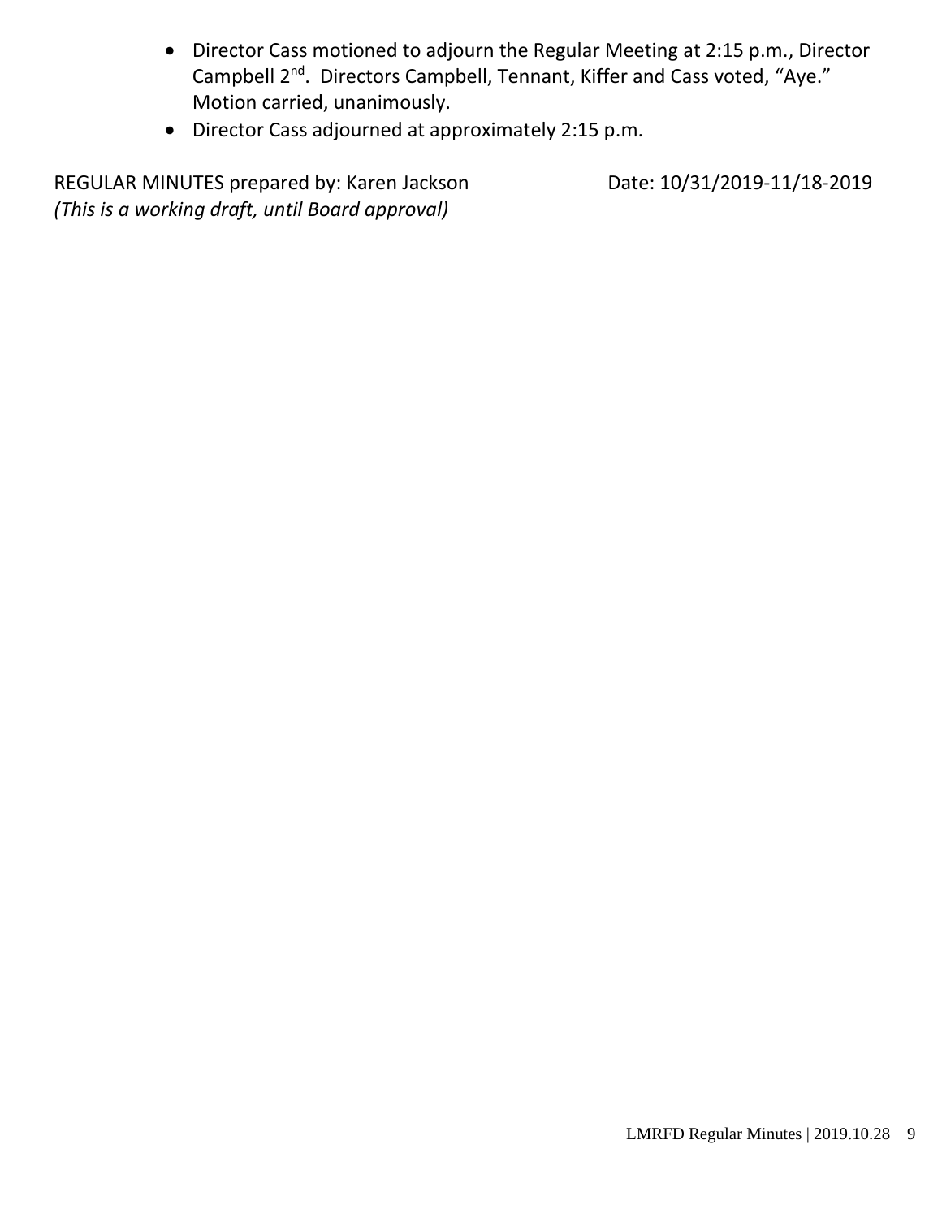- Director Cass motioned to adjourn the Regular Meeting at 2:15 p.m., Director Campbell 2nd. Directors Campbell, Tennant, Kiffer and Cass voted, "Aye." Motion carried, unanimously.
- Director Cass adjourned at approximately 2:15 p.m.

REGULAR MINUTES prepared by: Karen Jackson Date: 10/31/2019-11/18-2019
*(This is a working draft, until Board approval)*